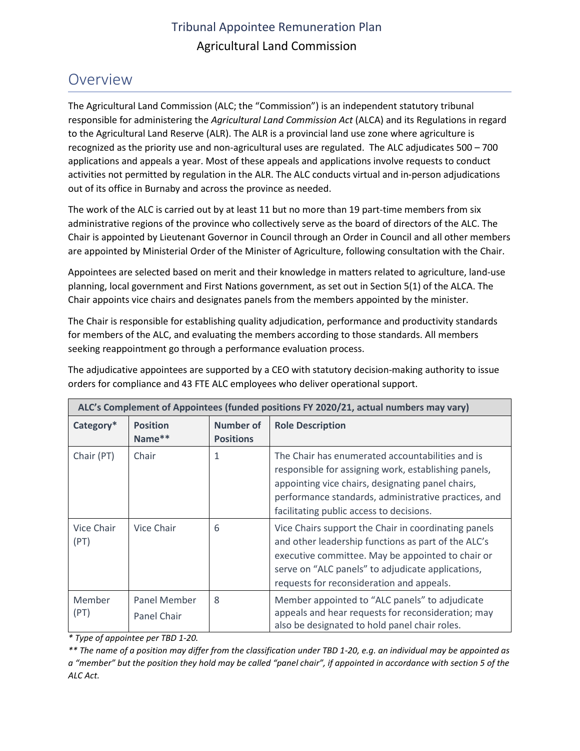# Tribunal Appointee Remuneration Plan

## Agricultural Land Commission

## Overview

The Agricultural Land Commission (ALC; the "Commission") is an independent statutory tribunal responsible for administering the *Agricultural Land Commission Act* (ALCA) and its Regulations in regard to the Agricultural Land Reserve (ALR). The ALR is a provincial land use zone where agriculture is recognized as the priority use and non-agricultural uses are regulated. The ALC adjudicates 500 – 700 applications and appeals a year. Most of these appeals and applications involve requests to conduct activities not permitted by regulation in the ALR. The ALC conducts virtual and in-person adjudications out of its office in Burnaby and across the province as needed.

The work of the ALC is carried out by at least 11 but no more than 19 part-time members from six administrative regions of the province who collectively serve as the board of directors of the ALC. The Chair is appointed by Lieutenant Governor in Council through an Order in Council and all other members are appointed by Ministerial Order of the Minister of Agriculture, following consultation with the Chair.

Appointees are selected based on merit and their knowledge in matters related to agriculture, land-use planning, local government and First Nations government, as set out in Section 5(1) of the ALCA. The Chair appoints vice chairs and designates panels from the members appointed by the minister.

The Chair is responsible for establishing quality adjudication, performance and productivity standards for members of the ALC, and evaluating the members according to those standards. All members seeking reappointment go through a performance evaluation process.

The adjudicative appointees are supported by a CEO with statutory decision-making authority to issue orders for compliance and 43 FTE ALC employees who deliver operational support.

| ALC's Complement of Appointees (funded positions FY 2020/21, actual numbers may vary) | | | |
|---|---|---|---|
| **Category*** | **Position Name**** | **Number of Positions** | **Role Description** |
| Chair (PT) | Chair | 1 | The Chair has enumerated accountabilities and is responsible for assigning work, establishing panels, appointing vice chairs, designating panel chairs, performance standards, administrative practices, and facilitating public access to decisions. |
| Vice Chair (PT) | Vice Chair | 6 | Vice Chairs support the Chair in coordinating panels and other leadership functions as part of the ALC's executive committee. May be appointed to chair or serve on "ALC panels" to adjudicate applications, requests for reconsideration and appeals. |
| Member (PT) | Panel Member<br>Panel Chair | 8 | Member appointed to "ALC panels" to adjudicate appeals and hear requests for reconsideration; may also be designated to hold panel chair roles. |

*\* Type of appointee per TBD 1-20.*

*\*\* The name of a position may differ from the classification under TBD 1-20, e.g. an individual may be appointed as a "member" but the position they hold may be called "panel chair", if appointed in accordance with section 5 of the ALC Act.*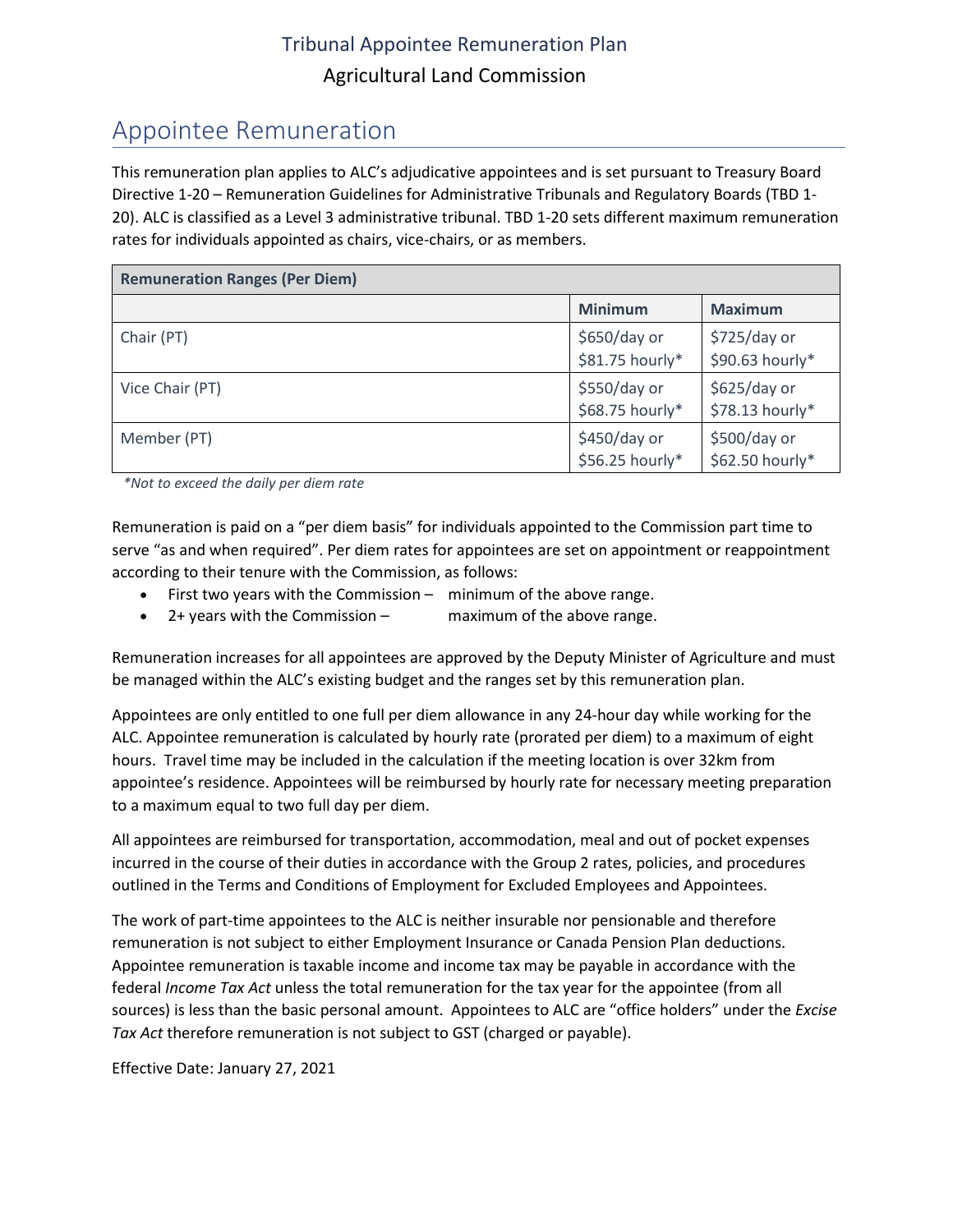# Tribunal Appointee Remuneration Plan

## Agricultural Land Commission

# Appointee Remuneration

This remuneration plan applies to ALC's adjudicative appointees and is set pursuant to Treasury Board Directive 1-20 – Remuneration Guidelines for Administrative Tribunals and Regulatory Boards (TBD 1-20). ALC is classified as a Level 3 administrative tribunal. TBD 1-20 sets different maximum remuneration rates for individuals appointed as chairs, vice-chairs, or as members.

| **Remuneration Ranges (Per Diem)** | | |
|---|---|---|
| | **Minimum** | **Maximum** |
| Chair (PT) | $650/day or $81.75 hourly* | $725/day or $90.63 hourly* |
| Vice Chair (PT) | $550/day or $68.75 hourly* | $625/day or $78.13 hourly* |
| Member (PT) | $450/day or $56.25 hourly* | $500/day or $62.50 hourly* |

*\*Not to exceed the daily per diem rate*

Remuneration is paid on a "per diem basis" for individuals appointed to the Commission part time to serve "as and when required". Per diem rates for appointees are set on appointment or reappointment according to their tenure with the Commission, as follows:

- First two years with the Commission – minimum of the above range.
- 2+ years with the Commission – maximum of the above range.

Remuneration increases for all appointees are approved by the Deputy Minister of Agriculture and must be managed within the ALC's existing budget and the ranges set by this remuneration plan.

Appointees are only entitled to one full per diem allowance in any 24-hour day while working for the ALC. Appointee remuneration is calculated by hourly rate (prorated per diem) to a maximum of eight hours. Travel time may be included in the calculation if the meeting location is over 32km from appointee's residence. Appointees will be reimbursed by hourly rate for necessary meeting preparation to a maximum equal to two full day per diem.

All appointees are reimbursed for transportation, accommodation, meal and out of pocket expenses incurred in the course of their duties in accordance with the Group 2 rates, policies, and procedures outlined in the Terms and Conditions of Employment for Excluded Employees and Appointees.

The work of part-time appointees to the ALC is neither insurable nor pensionable and therefore remuneration is not subject to either Employment Insurance or Canada Pension Plan deductions. Appointee remuneration is taxable income and income tax may be payable in accordance with the federal *Income Tax Act* unless the total remuneration for the tax year for the appointee (from all sources) is less than the basic personal amount. Appointees to ALC are "office holders" under the *Excise Tax Act* therefore remuneration is not subject to GST (charged or payable).

Effective Date: January 27, 2021